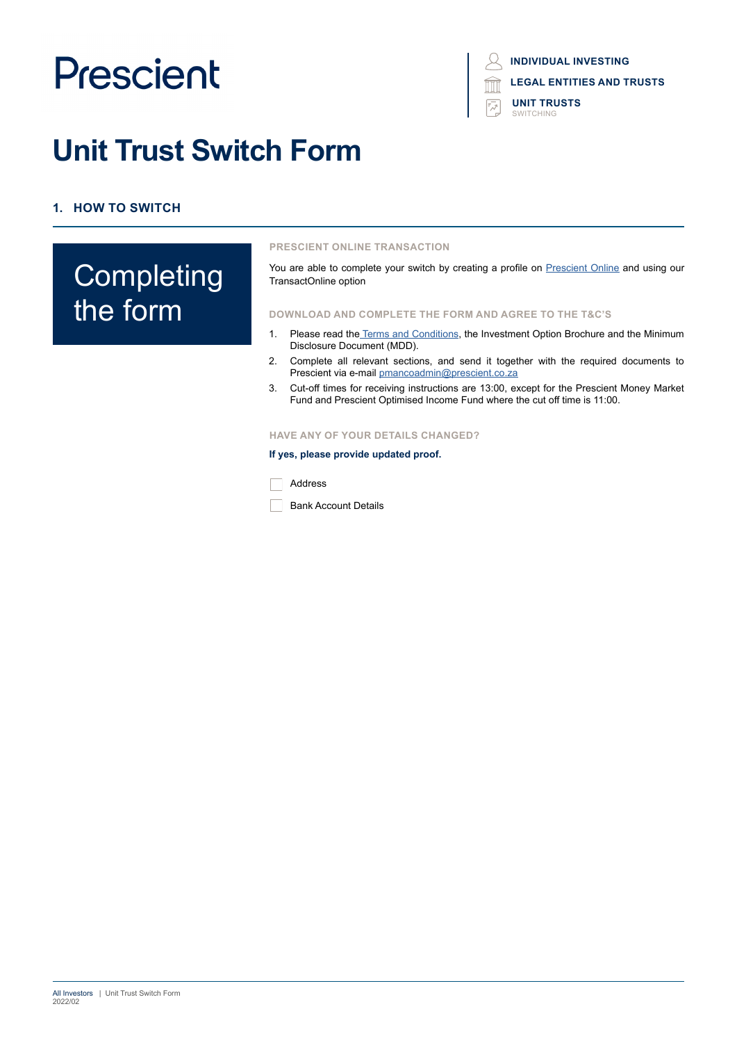Prescient

**INDIVIDUAL INVESTING**
**LEGAL ENTITIES AND TRUSTS**
**UNIT TRUSTS**
SWITCHING

# Unit Trust Switch Form

## 1. HOW TO SWITCH

### Completing the form

**PRESCIENT ONLINE TRANSACTION**

You are able to complete your switch by creating a profile on Prescient Online and using our TransactOnline option

**DOWNLOAD AND COMPLETE THE FORM AND AGREE TO THE T&C'S**

1. Please read the Terms and Conditions, the Investment Option Brochure and the Minimum Disclosure Document (MDD).
2. Complete all relevant sections, and send it together with the required documents to Prescient via e-mail pmancoadmin@prescient.co.za
3. Cut-off times for receiving instructions are 13:00, except for the Prescient Money Market Fund and Prescient Optimised Income Fund where the cut off time is 11:00.

**HAVE ANY OF YOUR DETAILS CHANGED?**

**If yes, please provide updated proof.**

- [ ] Address
- [ ] Bank Account Details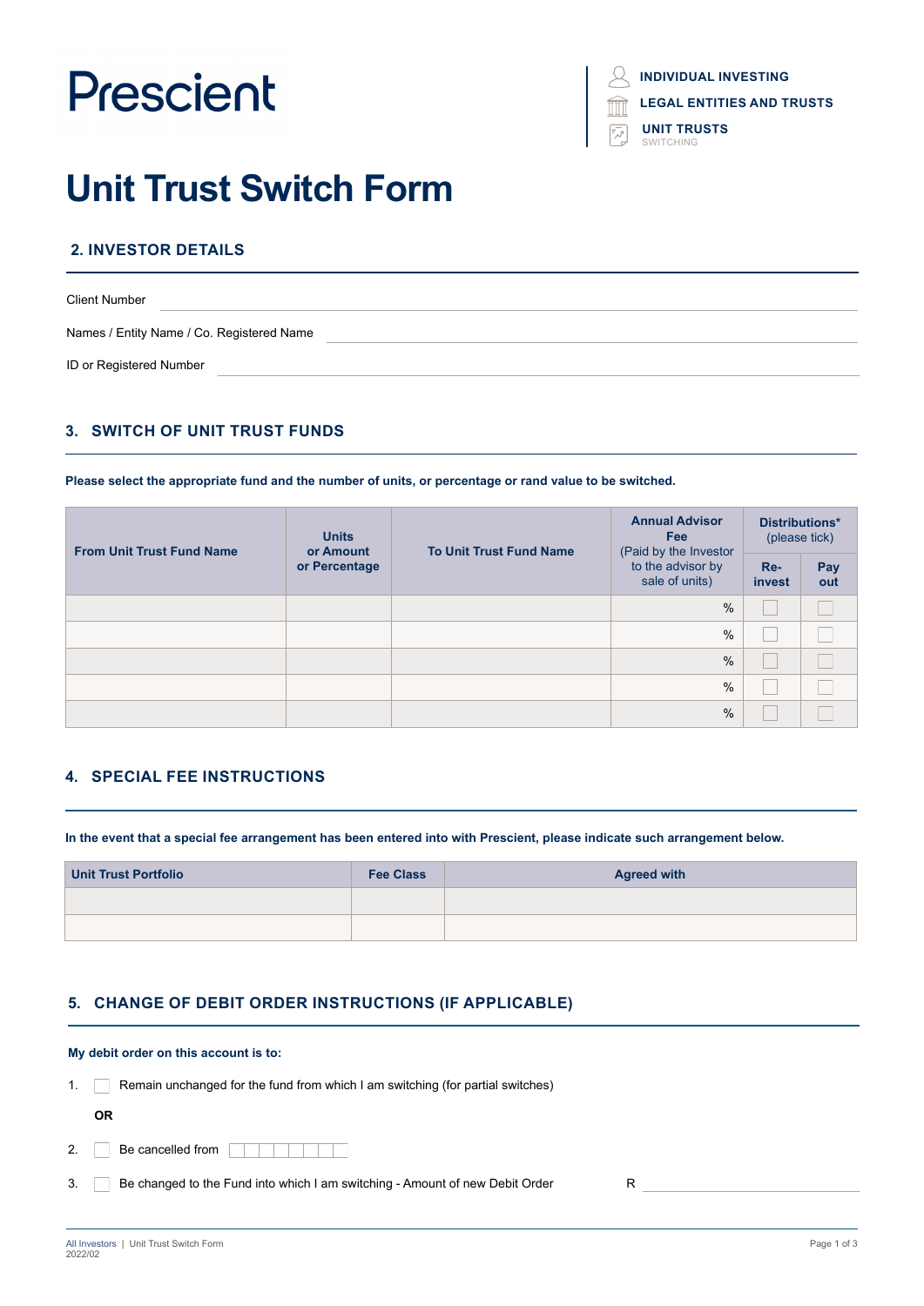Prescient

INDIVIDUAL INVESTING
LEGAL ENTITIES AND TRUSTS
UNIT TRUSTS
SWITCHING

# Unit Trust Switch Form

## 2. INVESTOR DETAILS

Client Number ____________________

Names / Entity Name / Co. Registered Name ____________________

ID or Registered Number ____________________

## 3. SWITCH OF UNIT TRUST FUNDS

**Please select the appropriate fund and the number of units, or percentage or rand value to be switched.**

| From Unit Trust Fund Name | Units or Amount or Percentage | To Unit Trust Fund Name | Annual Advisor Fee (Paid by the Investor to the advisor by sale of units) | Distributions* (please tick) | |
|---|---|---|---|---|---|
| | | | | Re-invest | Pay out |
| | | | % | ☐ | ☐ |
| | | | % | ☐ | ☐ |
| | | | % | ☐ | ☐ |
| | | | % | ☐ | ☐ |
| | | | % | ☐ | ☐ |

## 4. SPECIAL FEE INSTRUCTIONS

**In the event that a special fee arrangement has been entered into with Prescient, please indicate such arrangement below.**

| Unit Trust Portfolio | Fee Class | Agreed with |
|---|---|---|
| | | |
| | | |

## 5. CHANGE OF DEBIT ORDER INSTRUCTIONS (IF APPLICABLE)

**My debit order on this account is to:**

1. ☐ Remain unchanged for the fund from which I am switching (for partial switches)

**OR**

2. ☐ Be cancelled from ☐☐☐☐☐☐☐☐

3. ☐ Be changed to the Fund into which I am switching - Amount of new Debit Order R ____________________

All Investors | Unit Trust Switch Form
2022/02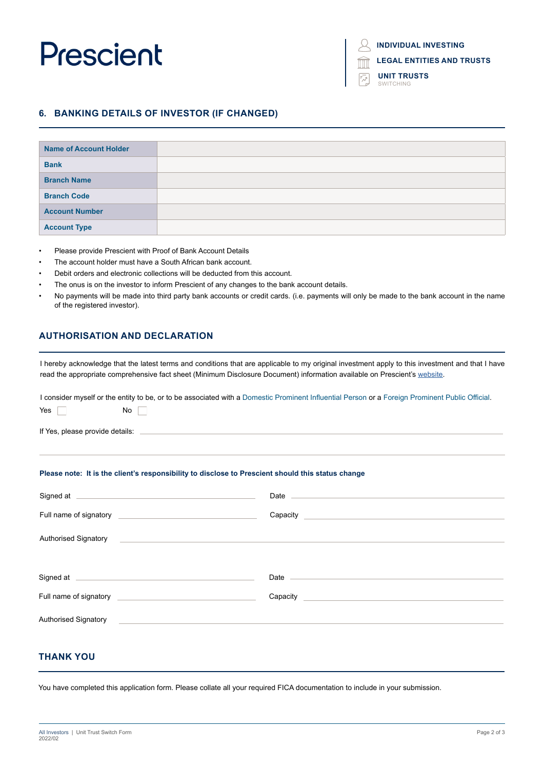## 6. BANKING DETAILS OF INVESTOR (IF CHANGED)

| Name of Account Holder | |
|---|---|
| Bank | |
| Branch Name | |
| Branch Code | |
| Account Number | |
| Account Type | |

- Please provide Prescient with Proof of Bank Account Details
- The account holder must have a South African bank account.
- Debit orders and electronic collections will be deducted from this account.
- The onus is on the investor to inform Prescient of any changes to the bank account details.
- No payments will be made into third party bank accounts or credit cards. (i.e. payments will only be made to the bank account in the name of the registered investor).

## AUTHORISATION AND DECLARATION

I hereby acknowledge that the latest terms and conditions that are applicable to my original investment apply to this investment and that I have read the appropriate comprehensive fact sheet (Minimum Disclosure Document) information available on Prescient's website.

I consider myself or the entity to be, or to be associated with a Domestic Prominent Influential Person or a Foreign Prominent Public Official.

Yes ☐ No ☐

If Yes, please provide details: \_\_\_\_\_\_\_\_\_\_\_\_\_\_\_\_\_\_\_\_\_\_\_\_\_\_\_\_\_\_\_\_\_\_\_\_\_\_\_\_

**Please note: It is the client's responsibility to disclose to Prescient should this status change**

Signed at \_\_\_\_\_\_\_\_\_\_\_\_\_\_\_\_\_\_\_\_ Date \_\_\_\_\_\_\_\_\_\_\_\_\_\_\_\_\_\_\_\_

Full name of signatory \_\_\_\_\_\_\_\_\_\_\_\_\_\_\_\_\_\_\_\_ Capacity \_\_\_\_\_\_\_\_\_\_\_\_\_\_\_\_\_\_\_\_

Authorised Signatory \_\_\_\_\_\_\_\_\_\_\_\_\_\_\_\_\_\_\_\_\_\_\_\_\_\_\_\_\_\_\_\_\_\_\_\_\_\_\_\_

Signed at \_\_\_\_\_\_\_\_\_\_\_\_\_\_\_\_\_\_\_\_ Date \_\_\_\_\_\_\_\_\_\_\_\_\_\_\_\_\_\_\_\_

Full name of signatory \_\_\_\_\_\_\_\_\_\_\_\_\_\_\_\_\_\_\_\_ Capacity \_\_\_\_\_\_\_\_\_\_\_\_\_\_\_\_\_\_\_\_

Authorised Signatory \_\_\_\_\_\_\_\_\_\_\_\_\_\_\_\_\_\_\_\_\_\_\_\_\_\_\_\_\_\_\_\_\_\_\_\_\_\_\_\_

## THANK YOU

You have completed this application form. Please collate all your required FICA documentation to include in your submission.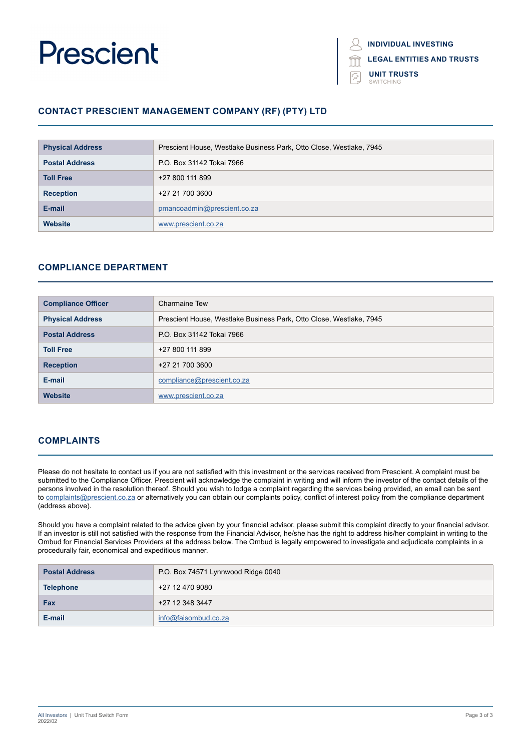## CONTACT PRESCIENT MANAGEMENT COMPANY (RF) (PTY) LTD

| | |
|---|---|
| **Physical Address** | Prescient House, Westlake Business Park, Otto Close, Westlake, 7945 |
| **Postal Address** | P.O. Box 31142 Tokai 7966 |
| **Toll Free** | +27 800 111 899 |
| **Reception** | +27 21 700 3600 |
| **E-mail** | pmancoadmin@prescient.co.za |
| **Website** | www.prescient.co.za |

## COMPLIANCE DEPARTMENT

| | |
|---|---|
| **Compliance Officer** | Charmaine Tew |
| **Physical Address** | Prescient House, Westlake Business Park, Otto Close, Westlake, 7945 |
| **Postal Address** | P.O. Box 31142 Tokai 7966 |
| **Toll Free** | +27 800 111 899 |
| **Reception** | +27 21 700 3600 |
| **E-mail** | compliance@prescient.co.za |
| **Website** | www.prescient.co.za |

## COMPLAINTS

Please do not hesitate to contact us if you are not satisfied with this investment or the services received from Prescient. A complaint must be submitted to the Compliance Officer. Prescient will acknowledge the complaint in writing and will inform the investor of the contact details of the persons involved in the resolution thereof. Should you wish to lodge a complaint regarding the services being provided, an email can be sent to complaints@prescient.co.za or alternatively you can obtain our complaints policy, conflict of interest policy from the compliance department (address above).

Should you have a complaint related to the advice given by your financial advisor, please submit this complaint directly to your financial advisor. If an investor is still not satisfied with the response from the Financial Advisor, he/she has the right to address his/her complaint in writing to the Ombud for Financial Services Providers at the address below. The Ombud is legally empowered to investigate and adjudicate complaints in a procedurally fair, economical and expeditious manner.

| | |
|---|---|
| **Postal Address** | P.O. Box 74571 Lynnwood Ridge 0040 |
| **Telephone** | +27 12 470 9080 |
| **Fax** | +27 12 348 3447 |
| **E-mail** | info@faisombud.co.za |